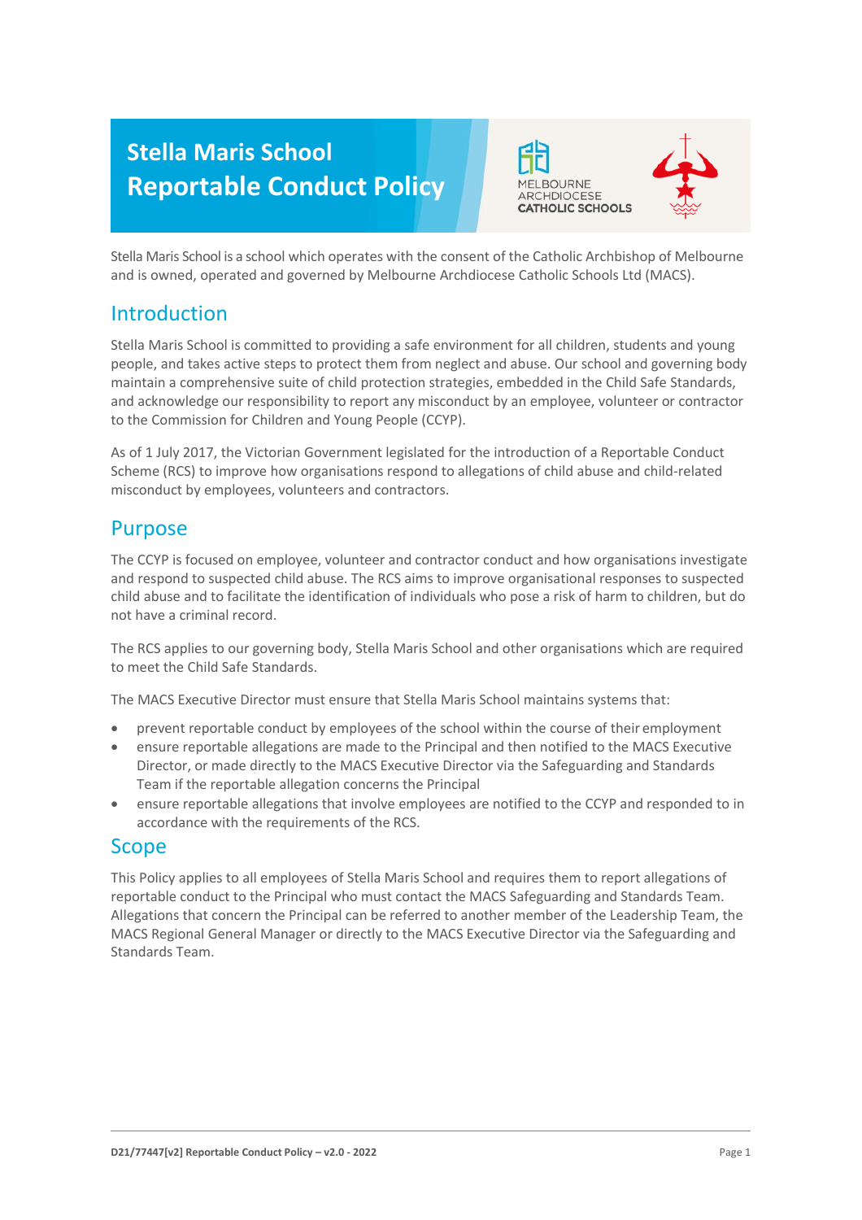# Stella Maris School Reportable Conduct Policy

Stella Maris School is a school which operates with the consent of the Catholic Archbishop of Melbourne and is owned, operated and governed by Melbourne Archdiocese Catholic Schools Ltd (MACS).

## Introduction

Stella Maris School is committed to providing a safe environment for all children, students and young people, and takes active steps to protect them from neglect and abuse. Our school and governing body maintain a comprehensive suite of child protection strategies, embedded in the Child Safe Standards, and acknowledge our responsibility to report any misconduct by an employee, volunteer or contractor to the Commission for Children and Young People (CCYP).

As of 1 July 2017, the Victorian Government legislated for the introduction of a Reportable Conduct Scheme (RCS) to improve how organisations respond to allegations of child abuse and child-related misconduct by employees, volunteers and contractors.

## Purpose

The CCYP is focused on employee, volunteer and contractor conduct and how organisations investigate and respond to suspected child abuse. The RCS aims to improve organisational responses to suspected child abuse and to facilitate the identification of individuals who pose a risk of harm to children, but do not have a criminal record.

The RCS applies to our governing body, Stella Maris School and other organisations which are required to meet the Child Safe Standards.

The MACS Executive Director must ensure that Stella Maris School maintains systems that:

- prevent reportable conduct by employees of the school within the course of their employment
- ensure reportable allegations are made to the Principal and then notified to the MACS Executive Director, or made directly to the MACS Executive Director via the Safeguarding and Standards Team if the reportable allegation concerns the Principal
- ensure reportable allegations that involve employees are notified to the CCYP and responded to in accordance with the requirements of the RCS.

## Scope

This Policy applies to all employees of Stella Maris School and requires them to report allegations of reportable conduct to the Principal who must contact the MACS Safeguarding and Standards Team. Allegations that concern the Principal can be referred to another member of the Leadership Team, the MACS Regional General Manager or directly to the MACS Executive Director via the Safeguarding and Standards Team.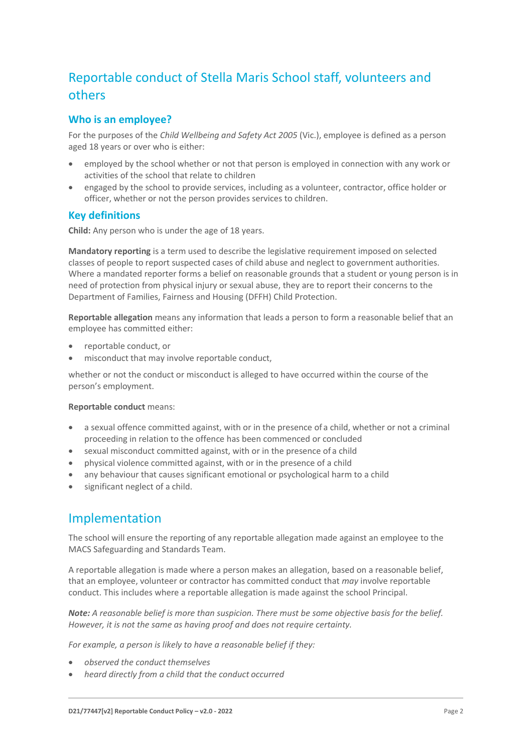# Reportable conduct of Stella Maris School staff, volunteers and others

## Who is an employee?

For the purposes of the *Child Wellbeing and Safety Act 2005* (Vic.), employee is defined as a person aged 18 years or over who is either:

- employed by the school whether or not that person is employed in connection with any work or activities of the school that relate to children
- engaged by the school to provide services, including as a volunteer, contractor, office holder or officer, whether or not the person provides services to children.

## Key definitions

**Child:** Any person who is under the age of 18 years.

**Mandatory reporting** is a term used to describe the legislative requirement imposed on selected classes of people to report suspected cases of child abuse and neglect to government authorities. Where a mandated reporter forms a belief on reasonable grounds that a student or young person is in need of protection from physical injury or sexual abuse, they are to report their concerns to the Department of Families, Fairness and Housing (DFFH) Child Protection.

**Reportable allegation** means any information that leads a person to form a reasonable belief that an employee has committed either:

- reportable conduct, or
- misconduct that may involve reportable conduct,

whether or not the conduct or misconduct is alleged to have occurred within the course of the person's employment.

**Reportable conduct** means:

- a sexual offence committed against, with or in the presence of a child, whether or not a criminal proceeding in relation to the offence has been commenced or concluded
- sexual misconduct committed against, with or in the presence of a child
- physical violence committed against, with or in the presence of a child
- any behaviour that causes significant emotional or psychological harm to a child
- significant neglect of a child.

# Implementation

The school will ensure the reporting of any reportable allegation made against an employee to the MACS Safeguarding and Standards Team.

A reportable allegation is made where a person makes an allegation, based on a reasonable belief, that an employee, volunteer or contractor has committed conduct that *may* involve reportable conduct. This includes where a reportable allegation is made against the school Principal.

***Note:*** *A reasonable belief is more than suspicion. There must be some objective basis for the belief. However, it is not the same as having proof and does not require certainty.*

*For example, a person is likely to have a reasonable belief if they:*

- *observed the conduct themselves*
- *heard directly from a child that the conduct occurred*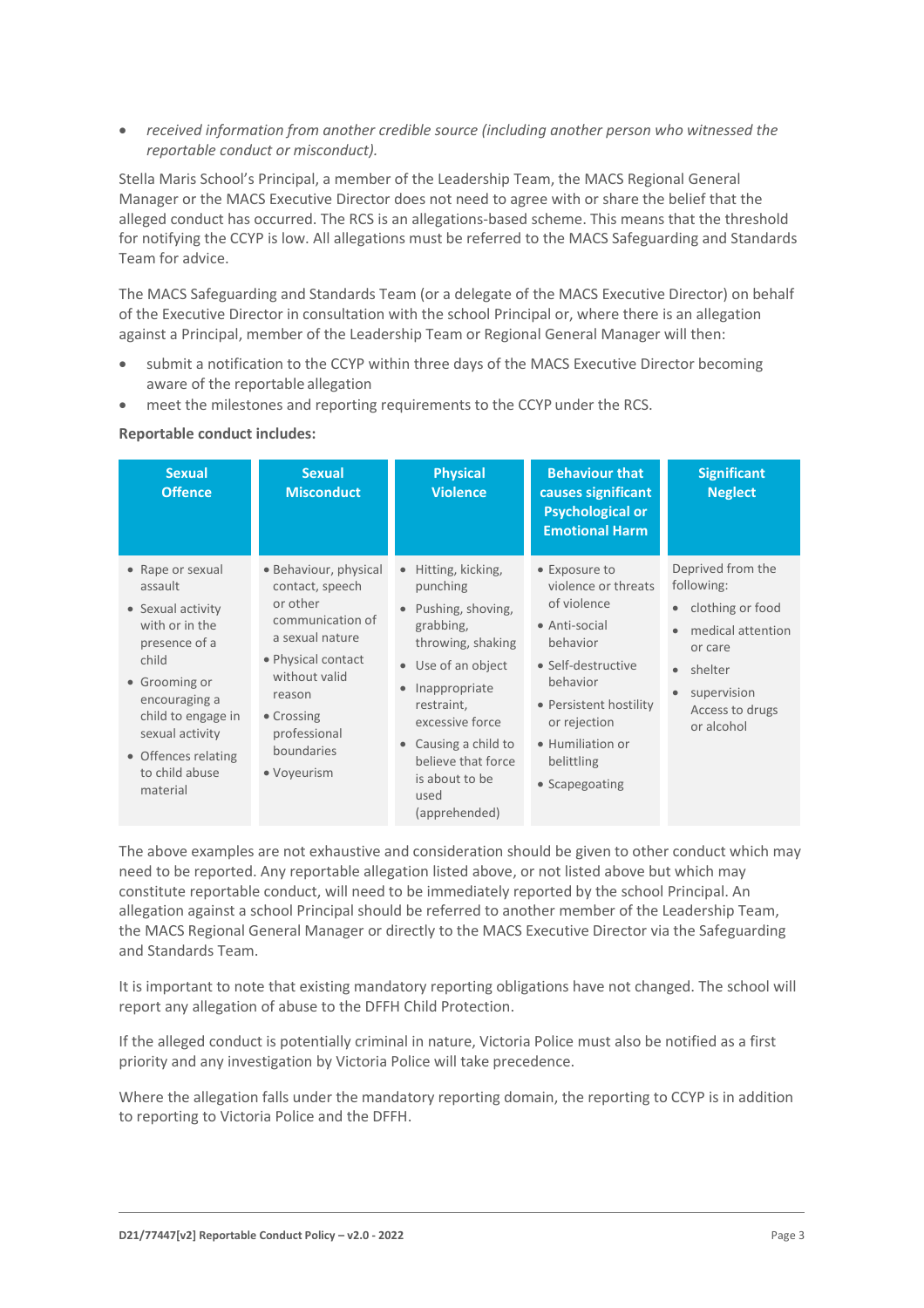- *received information from another credible source (including another person who witnessed the reportable conduct or misconduct).*

Stella Maris School's Principal, a member of the Leadership Team, the MACS Regional General Manager or the MACS Executive Director does not need to agree with or share the belief that the alleged conduct has occurred. The RCS is an allegations-based scheme. This means that the threshold for notifying the CCYP is low. All allegations must be referred to the MACS Safeguarding and Standards Team for advice.

The MACS Safeguarding and Standards Team (or a delegate of the MACS Executive Director) on behalf of the Executive Director in consultation with the school Principal or, where there is an allegation against a Principal, member of the Leadership Team or Regional General Manager will then:

- submit a notification to the CCYP within three days of the MACS Executive Director becoming aware of the reportable allegation
- meet the milestones and reporting requirements to the CCYP under the RCS.

**Reportable conduct includes:**

| Sexual Offence | Sexual Misconduct | Physical Violence | Behaviour that causes significant Psychological or Emotional Harm | Significant Neglect |
|---|---|---|---|---|
| • Rape or sexual assault<br>• Sexual activity with or in the presence of a child<br>• Grooming or encouraging a child to engage in sexual activity<br>• Offences relating to child abuse material | • Behaviour, physical contact, speech or other communication of a sexual nature<br>• Physical contact without valid reason<br>• Crossing professional boundaries<br>• Voyeurism | • Hitting, kicking, punching<br>• Pushing, shoving, grabbing, throwing, shaking<br>• Use of an object<br>• Inappropriate restraint, excessive force<br>• Causing a child to believe that force is about to be used (apprehended) | • Exposure to violence or threats of violence<br>• Anti-social behavior<br>• Self-destructive behavior<br>• Persistent hostility or rejection<br>• Humiliation or belittling<br>• Scapegoating | Deprived from the following:<br>• clothing or food<br>• medical attention or care<br>• shelter<br>• supervision Access to drugs or alcohol |

The above examples are not exhaustive and consideration should be given to other conduct which may need to be reported. Any reportable allegation listed above, or not listed above but which may constitute reportable conduct, will need to be immediately reported by the school Principal. An allegation against a school Principal should be referred to another member of the Leadership Team, the MACS Regional General Manager or directly to the MACS Executive Director via the Safeguarding and Standards Team.

It is important to note that existing mandatory reporting obligations have not changed. The school will report any allegation of abuse to the DFFH Child Protection.

If the alleged conduct is potentially criminal in nature, Victoria Police must also be notified as a first priority and any investigation by Victoria Police will take precedence.

Where the allegation falls under the mandatory reporting domain, the reporting to CCYP is in addition to reporting to Victoria Police and the DFFH.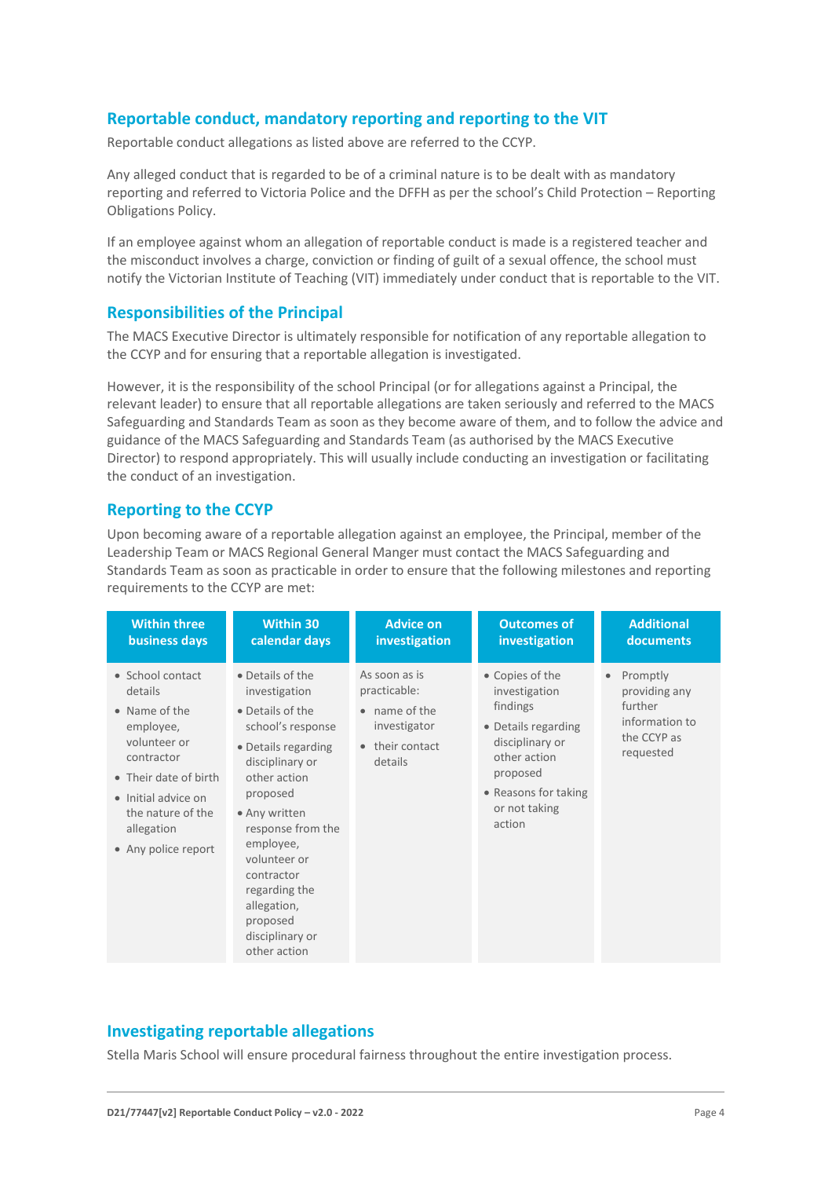## Reportable conduct, mandatory reporting and reporting to the VIT

Reportable conduct allegations as listed above are referred to the CCYP.

Any alleged conduct that is regarded to be of a criminal nature is to be dealt with as mandatory reporting and referred to Victoria Police and the DFFH as per the school's Child Protection – Reporting Obligations Policy.

If an employee against whom an allegation of reportable conduct is made is a registered teacher and the misconduct involves a charge, conviction or finding of guilt of a sexual offence, the school must notify the Victorian Institute of Teaching (VIT) immediately under conduct that is reportable to the VIT.

## Responsibilities of the Principal

The MACS Executive Director is ultimately responsible for notification of any reportable allegation to the CCYP and for ensuring that a reportable allegation is investigated.

However, it is the responsibility of the school Principal (or for allegations against a Principal, the relevant leader) to ensure that all reportable allegations are taken seriously and referred to the MACS Safeguarding and Standards Team as soon as they become aware of them, and to follow the advice and guidance of the MACS Safeguarding and Standards Team (as authorised by the MACS Executive Director) to respond appropriately. This will usually include conducting an investigation or facilitating the conduct of an investigation.

## Reporting to the CCYP

Upon becoming aware of a reportable allegation against an employee, the Principal, member of the Leadership Team or MACS Regional General Manger must contact the MACS Safeguarding and Standards Team as soon as practicable in order to ensure that the following milestones and reporting requirements to the CCYP are met:

| Within three business days | Within 30 calendar days | Advice on investigation | Outcomes of investigation | Additional documents |
|---|---|---|---|---|
| • School contact details<br>• Name of the employee, volunteer or contractor<br>• Their date of birth<br>• Initial advice on the nature of the allegation<br>• Any police report | • Details of the investigation<br>• Details of the school's response<br>• Details regarding disciplinary or other action proposed<br>• Any written response from the employee, volunteer or contractor regarding the allegation, proposed disciplinary or other action | As soon as is practicable:<br>• name of the investigator<br>• their contact details | • Copies of the investigation findings<br>• Details regarding disciplinary or other action proposed<br>• Reasons for taking or not taking action | • Promptly providing any further information to the CCYP as requested |

## Investigating reportable allegations

Stella Maris School will ensure procedural fairness throughout the entire investigation process.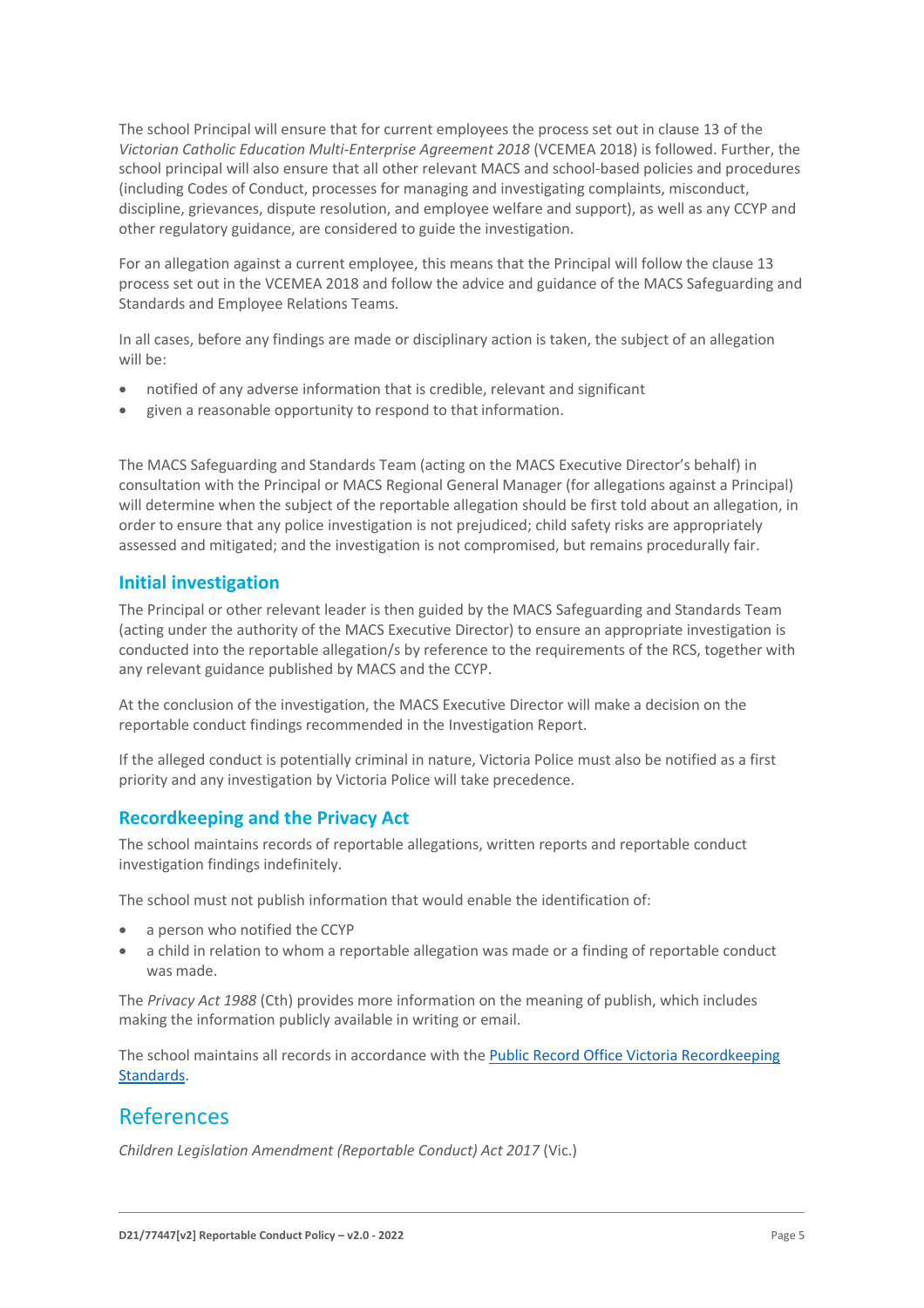The school Principal will ensure that for current employees the process set out in clause 13 of the *Victorian Catholic Education Multi-Enterprise Agreement 2018* (VCEMEA 2018) is followed. Further, the school principal will also ensure that all other relevant MACS and school-based policies and procedures (including Codes of Conduct, processes for managing and investigating complaints, misconduct, discipline, grievances, dispute resolution, and employee welfare and support), as well as any CCYP and other regulatory guidance, are considered to guide the investigation.

For an allegation against a current employee, this means that the Principal will follow the clause 13 process set out in the VCEMEA 2018 and follow the advice and guidance of the MACS Safeguarding and Standards and Employee Relations Teams.

In all cases, before any findings are made or disciplinary action is taken, the subject of an allegation will be:

- notified of any adverse information that is credible, relevant and significant
- given a reasonable opportunity to respond to that information.

The MACS Safeguarding and Standards Team (acting on the MACS Executive Director's behalf) in consultation with the Principal or MACS Regional General Manager (for allegations against a Principal) will determine when the subject of the reportable allegation should be first told about an allegation, in order to ensure that any police investigation is not prejudiced; child safety risks are appropriately assessed and mitigated; and the investigation is not compromised, but remains procedurally fair.

### Initial investigation

The Principal or other relevant leader is then guided by the MACS Safeguarding and Standards Team (acting under the authority of the MACS Executive Director) to ensure an appropriate investigation is conducted into the reportable allegation/s by reference to the requirements of the RCS, together with any relevant guidance published by MACS and the CCYP.

At the conclusion of the investigation, the MACS Executive Director will make a decision on the reportable conduct findings recommended in the Investigation Report.

If the alleged conduct is potentially criminal in nature, Victoria Police must also be notified as a first priority and any investigation by Victoria Police will take precedence.

### Recordkeeping and the Privacy Act

The school maintains records of reportable allegations, written reports and reportable conduct investigation findings indefinitely.

The school must not publish information that would enable the identification of:

- a person who notified the CCYP
- a child in relation to whom a reportable allegation was made or a finding of reportable conduct was made.

The *Privacy Act 1988* (Cth) provides more information on the meaning of publish, which includes making the information publicly available in writing or email.

The school maintains all records in accordance with the [Public Record Office Victoria Recordkeeping Standards](#).

## References

*Children Legislation Amendment (Reportable Conduct) Act 2017* (Vic.)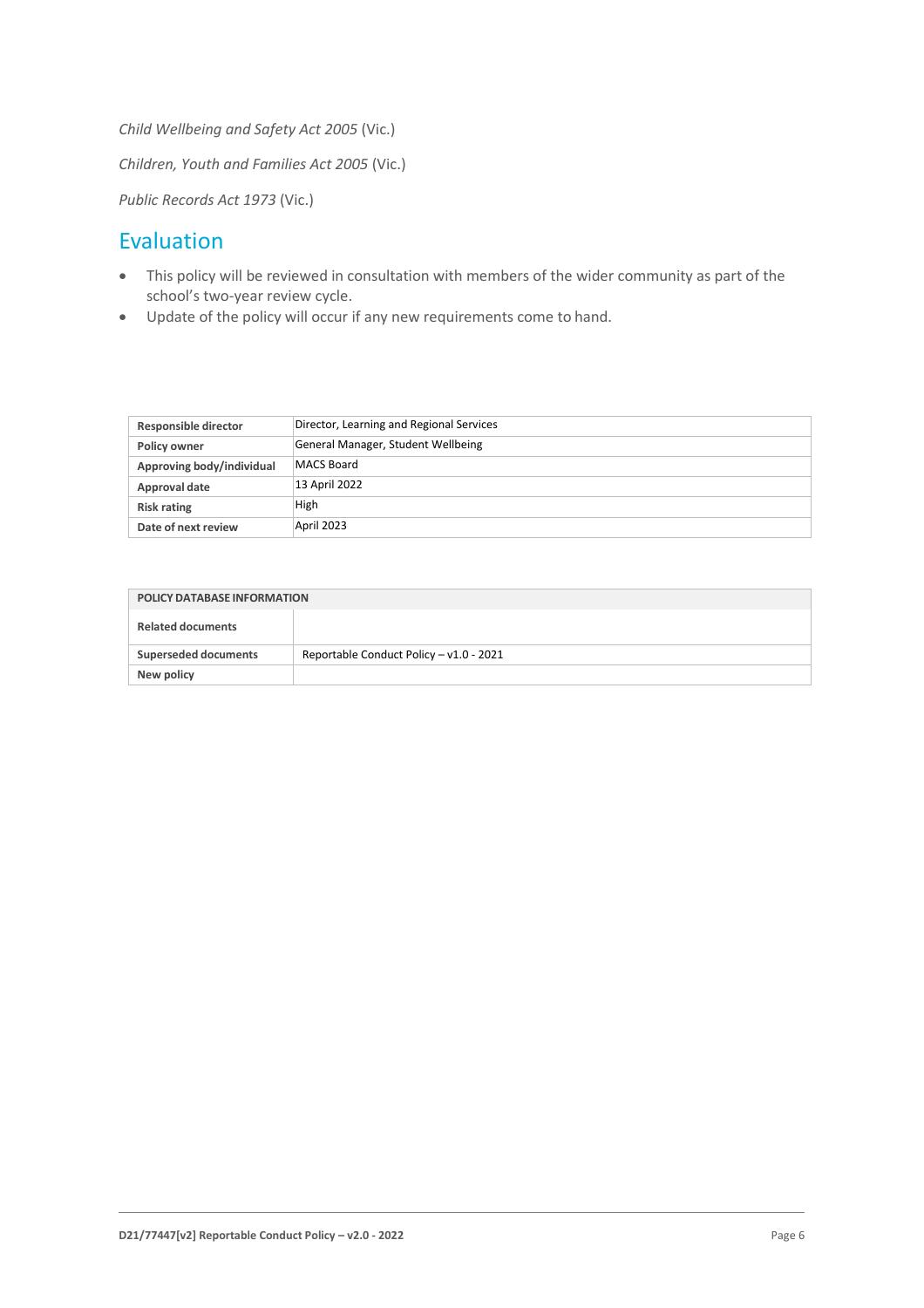*Child Wellbeing and Safety Act 2005* (Vic.)

*Children, Youth and Families Act 2005* (Vic.)

*Public Records Act 1973* (Vic.)

## Evaluation

- This policy will be reviewed in consultation with members of the wider community as part of the school's two-year review cycle.
- Update of the policy will occur if any new requirements come to hand.

| | |
|---|---|
| **Responsible director** | Director, Learning and Regional Services |
| **Policy owner** | General Manager, Student Wellbeing |
| **Approving body/individual** | MACS Board |
| **Approval date** | 13 April 2022 |
| **Risk rating** | High |
| **Date of next review** | April 2023 |

| **POLICY DATABASE INFORMATION** | |
|---|---|
| **Related documents** | |
| **Superseded documents** | Reportable Conduct Policy – v1.0 - 2021 |
| **New policy** | |